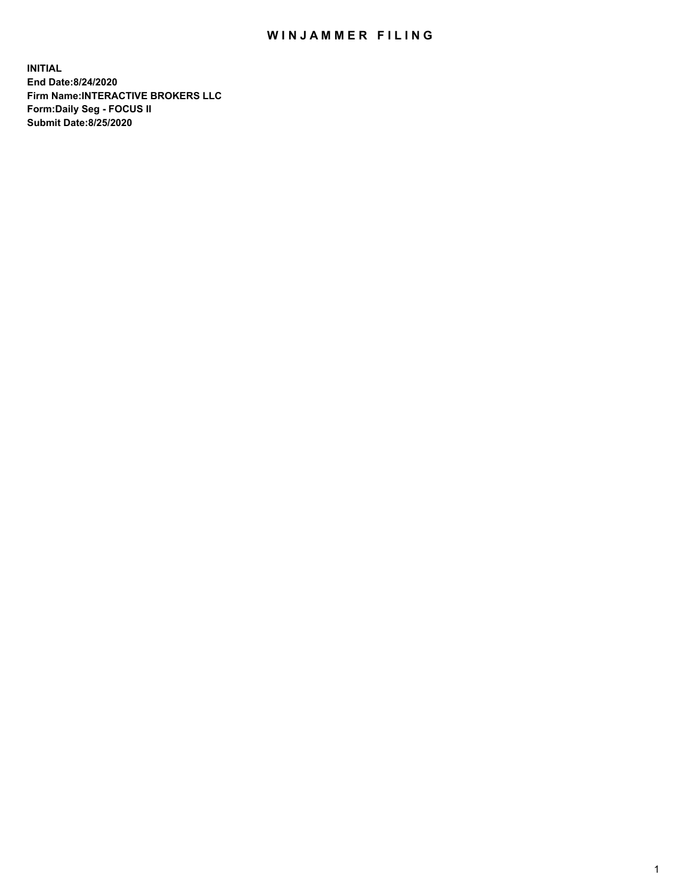# WINJAMMER FILING

**INITIAL**
**End Date:8/24/2020**
**Firm Name:INTERACTIVE BROKERS LLC**
**Form:Daily Seg - FOCUS II**
**Submit Date:8/25/2020**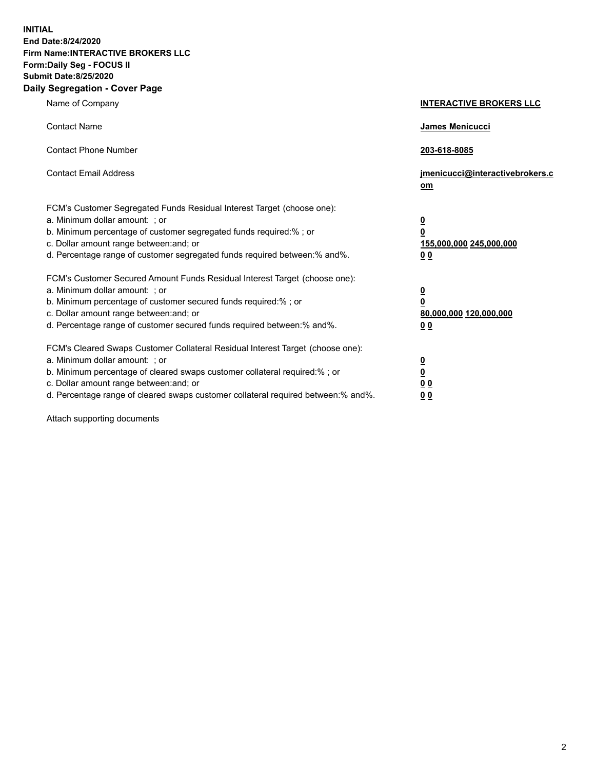**INITIAL**
**End Date:8/24/2020**
**Firm Name:INTERACTIVE BROKERS LLC**
**Form:Daily Seg - FOCUS II**
**Submit Date:8/25/2020**

## Daily Segregation - Cover Page

| | |
|---|---|
| Name of Company | **INTERACTIVE BROKERS LLC** |
| Contact Name | **James Menicucci** |
| Contact Phone Number | **203-618-8085** |
| Contact Email Address | **jmenicucci@interactivebrokers.com** |

FCM's Customer Segregated Funds Residual Interest Target (choose one):

| | |
|---|---|
| a. Minimum dollar amount: ; or | **0** |
| b. Minimum percentage of customer segregated funds required:% ; or | **0** |
| c. Dollar amount range between:and; or | **155,000,000 245,000,000** |
| d. Percentage range of customer segregated funds required between:% and%. | **0 0** |

FCM's Customer Secured Amount Funds Residual Interest Target (choose one):

| | |
|---|---|
| a. Minimum dollar amount: ; or | **0** |
| b. Minimum percentage of customer secured funds required:% ; or | **0** |
| c. Dollar amount range between:and; or | **80,000,000 120,000,000** |
| d. Percentage range of customer secured funds required between:% and%. | **0 0** |

FCM's Cleared Swaps Customer Collateral Residual Interest Target (choose one):

| | |
|---|---|
| a. Minimum dollar amount: ; or | **0** |
| b. Minimum percentage of cleared swaps customer collateral required:% ; or | **0** |
| c. Dollar amount range between:and; or | **0 0** |
| d. Percentage range of cleared swaps customer collateral required between:% and%. | **0 0** |

Attach supporting documents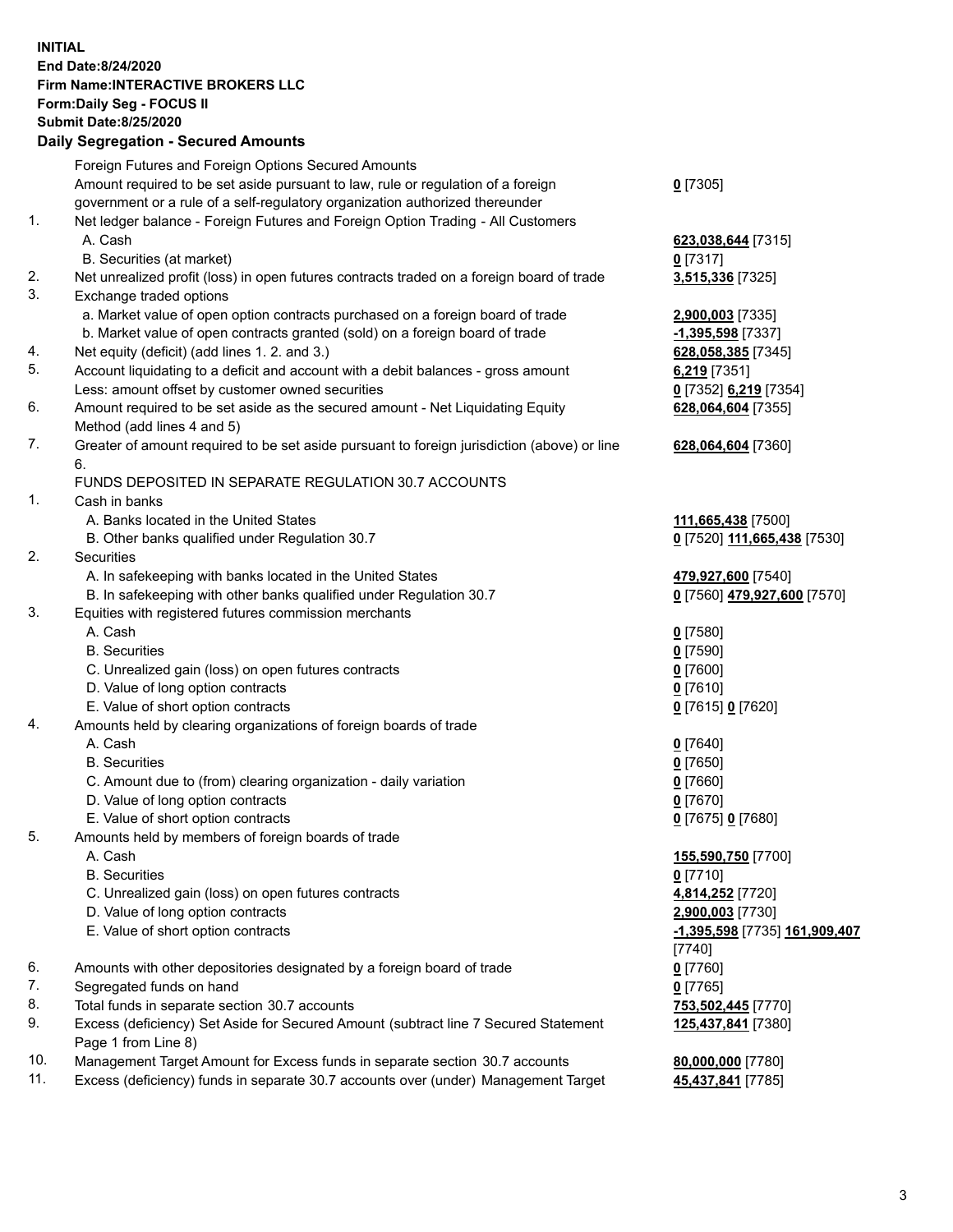**INITIAL**
**End Date:8/24/2020**
**Firm Name:INTERACTIVE BROKERS LLC**
**Form:Daily Seg - FOCUS II**
**Submit Date:8/25/2020**

## Daily Segregation - Secured Amounts

| | | |
|---|---|---|
| | Foreign Futures and Foreign Options Secured Amounts | |
| | Amount required to be set aside pursuant to law, rule or regulation of a foreign government or a rule of a self-regulatory organization authorized thereunder | **0** [7305] |
| 1. | Net ledger balance - Foreign Futures and Foreign Option Trading - All Customers | |
| | A. Cash | **623,038,644** [7315] |
| | B. Securities (at market) | **0** [7317] |
| 2. | Net unrealized profit (loss) in open futures contracts traded on a foreign board of trade | **3,515,336** [7325] |
| 3. | Exchange traded options | |
| | a. Market value of open option contracts purchased on a foreign board of trade | **2,900,003** [7335] |
| | b. Market value of open contracts granted (sold) on a foreign board of trade | **-1,395,598** [7337] |
| 4. | Net equity (deficit) (add lines 1. 2. and 3.) | **628,058,385** [7345] |
| 5. | Account liquidating to a deficit and account with a debit balances - gross amount | **6,219** [7351] |
| | Less: amount offset by customer owned securities | **0** [7352] **6,219** [7354] |
| 6. | Amount required to be set aside as the secured amount - Net Liquidating Equity Method (add lines 4 and 5) | **628,064,604** [7355] |
| 7. | Greater of amount required to be set aside pursuant to foreign jurisdiction (above) or line 6. | **628,064,604** [7360] |
| | FUNDS DEPOSITED IN SEPARATE REGULATION 30.7 ACCOUNTS | |
| 1. | Cash in banks | |
| | A. Banks located in the United States | **111,665,438** [7500] |
| | B. Other banks qualified under Regulation 30.7 | **0** [7520] **111,665,438** [7530] |
| 2. | Securities | |
| | A. In safekeeping with banks located in the United States | **479,927,600** [7540] |
| | B. In safekeeping with other banks qualified under Regulation 30.7 | **0** [7560] **479,927,600** [7570] |
| 3. | Equities with registered futures commission merchants | |
| | A. Cash | **0** [7580] |
| | B. Securities | **0** [7590] |
| | C. Unrealized gain (loss) on open futures contracts | **0** [7600] |
| | D. Value of long option contracts | **0** [7610] |
| | E. Value of short option contracts | **0** [7615] **0** [7620] |
| 4. | Amounts held by clearing organizations of foreign boards of trade | |
| | A. Cash | **0** [7640] |
| | B. Securities | **0** [7650] |
| | C. Amount due to (from) clearing organization - daily variation | **0** [7660] |
| | D. Value of long option contracts | **0** [7670] |
| | E. Value of short option contracts | **0** [7675] **0** [7680] |
| 5. | Amounts held by members of foreign boards of trade | |
| | A. Cash | **155,590,750** [7700] |
| | B. Securities | **0** [7710] |
| | C. Unrealized gain (loss) on open futures contracts | **4,814,252** [7720] |
| | D. Value of long option contracts | **2,900,003** [7730] |
| | E. Value of short option contracts | **-1,395,598** [7735] **161,909,407** [7740] |
| 6. | Amounts with other depositories designated by a foreign board of trade | **0** [7760] |
| 7. | Segregated funds on hand | **0** [7765] |
| 8. | Total funds in separate section 30.7 accounts | **753,502,445** [7770] |
| 9. | Excess (deficiency) Set Aside for Secured Amount (subtract line 7 Secured Statement Page 1 from Line 8) | **125,437,841** [7380] |
| 10. | Management Target Amount for Excess funds in separate section 30.7 accounts | **80,000,000** [7780] |
| 11. | Excess (deficiency) funds in separate 30.7 accounts over (under) Management Target | **45,437,841** [7785] |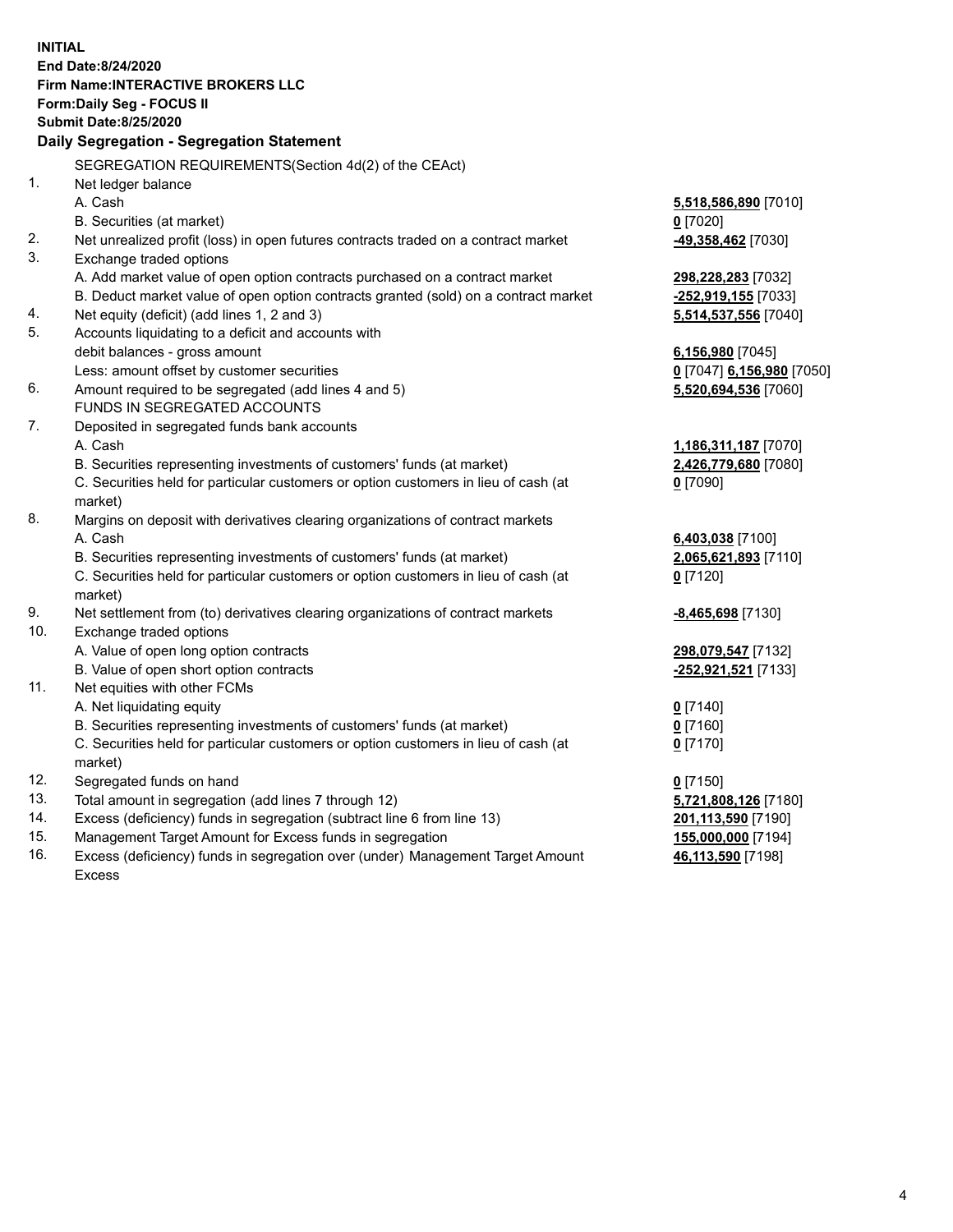**INITIAL**
**End Date:8/24/2020**
**Firm Name:INTERACTIVE BROKERS LLC**
**Form:Daily Seg - FOCUS II**
**Submit Date:8/25/2020**

**Daily Segregation - Segregation Statement**

SEGREGATION REQUIREMENTS(Section 4d(2) of the CEAct)

| | | |
|---|---|---|
| 1. | Net ledger balance | |
| | A. Cash | **5,518,586,890** [7010] |
| | B. Securities (at market) | **0** [7020] |
| 2. | Net unrealized profit (loss) in open futures contracts traded on a contract market | **-49,358,462** [7030] |
| 3. | Exchange traded options | |
| | A. Add market value of open option contracts purchased on a contract market | **298,228,283** [7032] |
| | B. Deduct market value of open option contracts granted (sold) on a contract market | **-252,919,155** [7033] |
| 4. | Net equity (deficit) (add lines 1, 2 and 3) | **5,514,537,556** [7040] |
| 5. | Accounts liquidating to a deficit and accounts with | |
| | debit balances - gross amount | **6,156,980** [7045] |
| | Less: amount offset by customer securities | **0** [7047] **6,156,980** [7050] |
| 6. | Amount required to be segregated (add lines 4 and 5) | **5,520,694,536** [7060] |
| | FUNDS IN SEGREGATED ACCOUNTS | |
| 7. | Deposited in segregated funds bank accounts | |
| | A. Cash | **1,186,311,187** [7070] |
| | B. Securities representing investments of customers' funds (at market) | **2,426,779,680** [7080] |
| | C. Securities held for particular customers or option customers in lieu of cash (at market) | **0** [7090] |
| 8. | Margins on deposit with derivatives clearing organizations of contract markets | |
| | A. Cash | **6,403,038** [7100] |
| | B. Securities representing investments of customers' funds (at market) | **2,065,621,893** [7110] |
| | C. Securities held for particular customers or option customers in lieu of cash (at market) | **0** [7120] |
| 9. | Net settlement from (to) derivatives clearing organizations of contract markets | **-8,465,698** [7130] |
| 10. | Exchange traded options | |
| | A. Value of open long option contracts | **298,079,547** [7132] |
| | B. Value of open short option contracts | **-252,921,521** [7133] |
| 11. | Net equities with other FCMs | |
| | A. Net liquidating equity | **0** [7140] |
| | B. Securities representing investments of customers' funds (at market) | **0** [7160] |
| | C. Securities held for particular customers or option customers in lieu of cash (at market) | **0** [7170] |
| 12. | Segregated funds on hand | **0** [7150] |
| 13. | Total amount in segregation (add lines 7 through 12) | **5,721,808,126** [7180] |
| 14. | Excess (deficiency) funds in segregation (subtract line 6 from line 13) | **201,113,590** [7190] |
| 15. | Management Target Amount for Excess funds in segregation | **155,000,000** [7194] |
| 16. | Excess (deficiency) funds in segregation over (under) Management Target Amount Excess | **46,113,590** [7198] |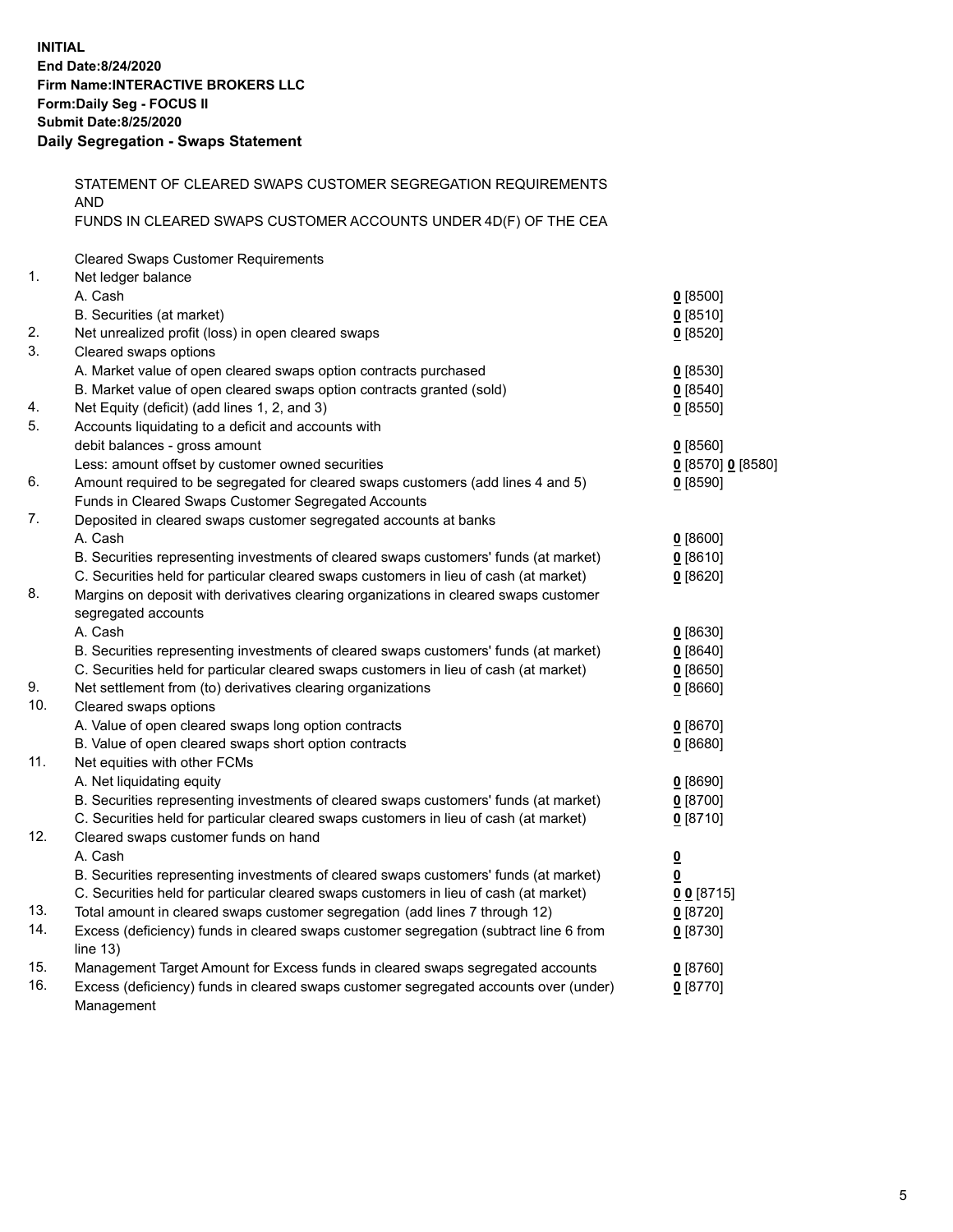**INITIAL**
**End Date:8/24/2020**
**Firm Name:INTERACTIVE BROKERS LLC**
**Form:Daily Seg - FOCUS II**
**Submit Date:8/25/2020**
**Daily Segregation - Swaps Statement**

STATEMENT OF CLEARED SWAPS CUSTOMER SEGREGATION REQUIREMENTS AND FUNDS IN CLEARED SWAPS CUSTOMER ACCOUNTS UNDER 4D(F) OF THE CEA

| | | |
|---|---|---|
| | Cleared Swaps Customer Requirements | |
| 1. | Net ledger balance | |
| | A. Cash | 0 [8500] |
| | B. Securities (at market) | 0 [8510] |
| 2. | Net unrealized profit (loss) in open cleared swaps | 0 [8520] |
| 3. | Cleared swaps options | |
| | A. Market value of open cleared swaps option contracts purchased | 0 [8530] |
| | B. Market value of open cleared swaps option contracts granted (sold) | 0 [8540] |
| 4. | Net Equity (deficit) (add lines 1, 2, and 3) | 0 [8550] |
| 5. | Accounts liquidating to a deficit and accounts with debit balances - gross amount | 0 [8560] |
| | Less: amount offset by customer owned securities | 0 [8570] 0 [8580] |
| 6. | Amount required to be segregated for cleared swaps customers (add lines 4 and 5) | 0 [8590] |
| | Funds in Cleared Swaps Customer Segregated Accounts | |
| 7. | Deposited in cleared swaps customer segregated accounts at banks | |
| | A. Cash | 0 [8600] |
| | B. Securities representing investments of cleared swaps customers' funds (at market) | 0 [8610] |
| | C. Securities held for particular cleared swaps customers in lieu of cash (at market) | 0 [8620] |
| 8. | Margins on deposit with derivatives clearing organizations in cleared swaps customer segregated accounts | |
| | A. Cash | 0 [8630] |
| | B. Securities representing investments of cleared swaps customers' funds (at market) | 0 [8640] |
| | C. Securities held for particular cleared swaps customers in lieu of cash (at market) | 0 [8650] |
| 9. | Net settlement from (to) derivatives clearing organizations | 0 [8660] |
| 10. | Cleared swaps options | |
| | A. Value of open cleared swaps long option contracts | 0 [8670] |
| | B. Value of open cleared swaps short option contracts | 0 [8680] |
| 11. | Net equities with other FCMs | |
| | A. Net liquidating equity | 0 [8690] |
| | B. Securities representing investments of cleared swaps customers' funds (at market) | 0 [8700] |
| | C. Securities held for particular cleared swaps customers in lieu of cash (at market) | 0 [8710] |
| 12. | Cleared swaps customer funds on hand | |
| | A. Cash | 0 |
| | B. Securities representing investments of cleared swaps customers' funds (at market) | 0 |
| | C. Securities held for particular cleared swaps customers in lieu of cash (at market) | 0 0 [8715] |
| 13. | Total amount in cleared swaps customer segregation (add lines 7 through 12) | 0 [8720] |
| 14. | Excess (deficiency) funds in cleared swaps customer segregation (subtract line 6 from line 13) | 0 [8730] |
| 15. | Management Target Amount for Excess funds in cleared swaps segregated accounts | 0 [8760] |
| 16. | Excess (deficiency) funds in cleared swaps customer segregated accounts over (under) Management | 0 [8770] |